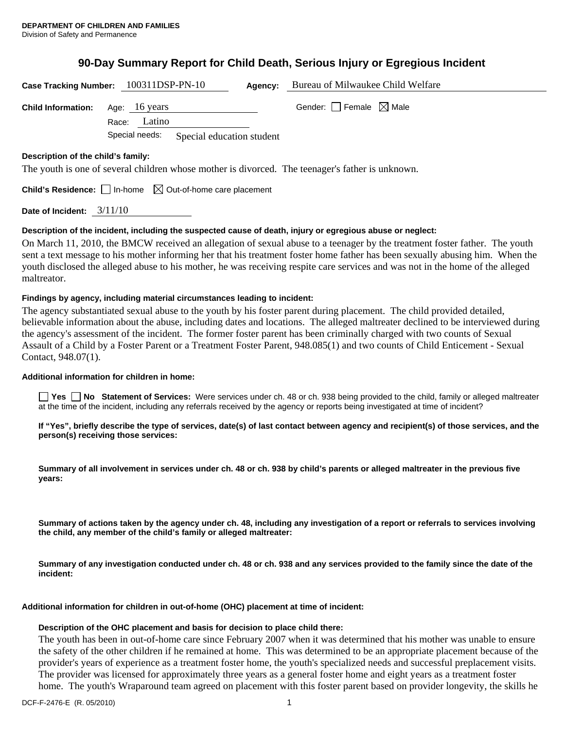**DEPARTMENT OF CHILDREN AND FAMILIES**
Division of Safety and Permanence

# 90-Day Summary Report for Child Death, Serious Injury or Egregious Incident

**Case Tracking Number:** 100311DSP-PN-10 **Agency:** Bureau of Milwaukee Child Welfare

**Child Information:** Age: 16 years Gender: ☐ Female ☒ Male

Race: Latino

Special needs: Special education student

**Description of the child's family:**

The youth is one of several children whose mother is divorced. The teenager's father is unknown.

**Child's Residence:** ☐ In-home ☒ Out-of-home care placement

**Date of Incident:** 3/11/10

**Description of the incident, including the suspected cause of death, injury or egregious abuse or neglect:**

On March 11, 2010, the BMCW received an allegation of sexual abuse to a teenager by the treatment foster father. The youth sent a text message to his mother informing her that his treatment foster home father has been sexually abusing him. When the youth disclosed the alleged abuse to his mother, he was receiving respite care services and was not in the home of the alleged maltreator.

**Findings by agency, including material circumstances leading to incident:**

The agency substantiated sexual abuse to the youth by his foster parent during placement. The child provided detailed, believable information about the abuse, including dates and locations. The alleged maltreater declined to be interviewed during the agency's assessment of the incident. The former foster parent has been criminally charged with two counts of Sexual Assault of a Child by a Foster Parent or a Treatment Foster Parent, 948.085(1) and two counts of Child Enticement - Sexual Contact, 948.07(1).

**Additional information for children in home:**

☐ **Yes** ☐ **No Statement of Services:** Were services under ch. 48 or ch. 938 being provided to the child, family or alleged maltreater at the time of the incident, including any referrals received by the agency or reports being investigated at time of incident?

**If "Yes", briefly describe the type of services, date(s) of last contact between agency and recipient(s) of those services, and the person(s) receiving those services:**

**Summary of all involvement in services under ch. 48 or ch. 938 by child's parents or alleged maltreater in the previous five years:**

**Summary of actions taken by the agency under ch. 48, including any investigation of a report or referrals to services involving the child, any member of the child's family or alleged maltreater:**

**Summary of any investigation conducted under ch. 48 or ch. 938 and any services provided to the family since the date of the incident:**

**Additional information for children in out-of-home (OHC) placement at time of incident:**

**Description of the OHC placement and basis for decision to place child there:**

The youth has been in out-of-home care since February 2007 when it was determined that his mother was unable to ensure the safety of the other children if he remained at home. This was determined to be an appropriate placement because of the provider's years of experience as a treatment foster home, the youth's specialized needs and successful preplacement visits. The provider was licensed for approximately three years as a general foster home and eight years as a treatment foster home. The youth's Wraparound team agreed on placement with this foster parent based on provider longevity, the skills he

DCF-F-2476-E (R. 05/2010)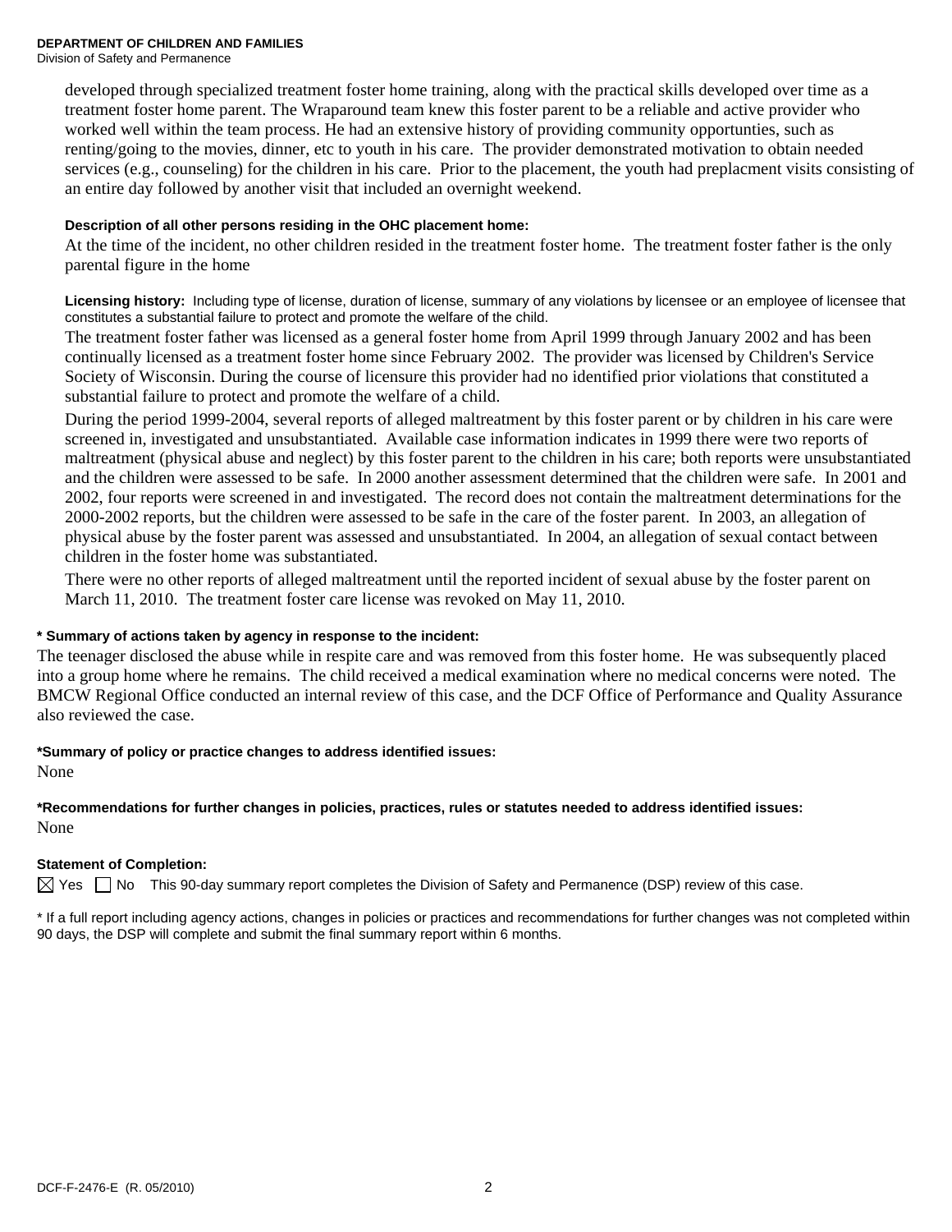developed through specialized treatment foster home training, along with the practical skills developed over time as a treatment foster home parent. The Wraparound team knew this foster parent to be a reliable and active provider who worked well within the team process. He had an extensive history of providing community opportunties, such as renting/going to the movies, dinner, etc to youth in his care. The provider demonstrated motivation to obtain needed services (e.g., counseling) for the children in his care. Prior to the placement, the youth had preplacment visits consisting of an entire day followed by another visit that included an overnight weekend.

**Description of all other persons residing in the OHC placement home:**

At the time of the incident, no other children resided in the treatment foster home. The treatment foster father is the only parental figure in the home

**Licensing history:** Including type of license, duration of license, summary of any violations by licensee or an employee of licensee that constitutes a substantial failure to protect and promote the welfare of the child.

The treatment foster father was licensed as a general foster home from April 1999 through January 2002 and has been continually licensed as a treatment foster home since February 2002. The provider was licensed by Children's Service Society of Wisconsin. During the course of licensure this provider had no identified prior violations that constituted a substantial failure to protect and promote the welfare of a child.

During the period 1999-2004, several reports of alleged maltreatment by this foster parent or by children in his care were screened in, investigated and unsubstantiated. Available case information indicates in 1999 there were two reports of maltreatment (physical abuse and neglect) by this foster parent to the children in his care; both reports were unsubstantiated and the children were assessed to be safe. In 2000 another assessment determined that the children were safe. In 2001 and 2002, four reports were screened in and investigated. The record does not contain the maltreatment determinations for the 2000-2002 reports, but the children were assessed to be safe in the care of the foster parent. In 2003, an allegation of physical abuse by the foster parent was assessed and unsubstantiated. In 2004, an allegation of sexual contact between children in the foster home was substantiated.

There were no other reports of alleged maltreatment until the reported incident of sexual abuse by the foster parent on March 11, 2010. The treatment foster care license was revoked on May 11, 2010.

**\* Summary of actions taken by agency in response to the incident:**

The teenager disclosed the abuse while in respite care and was removed from this foster home. He was subsequently placed into a group home where he remains. The child received a medical examination where no medical concerns were noted. The BMCW Regional Office conducted an internal review of this case, and the DCF Office of Performance and Quality Assurance also reviewed the case.

**\*Summary of policy or practice changes to address identified issues:**

None

**\*Recommendations for further changes in policies, practices, rules or statutes needed to address identified issues:**

None

**Statement of Completion:**

☒ Yes ☐ No This 90-day summary report completes the Division of Safety and Permanence (DSP) review of this case.

\* If a full report including agency actions, changes in policies or practices and recommendations for further changes was not completed within 90 days, the DSP will complete and submit the final summary report within 6 months.